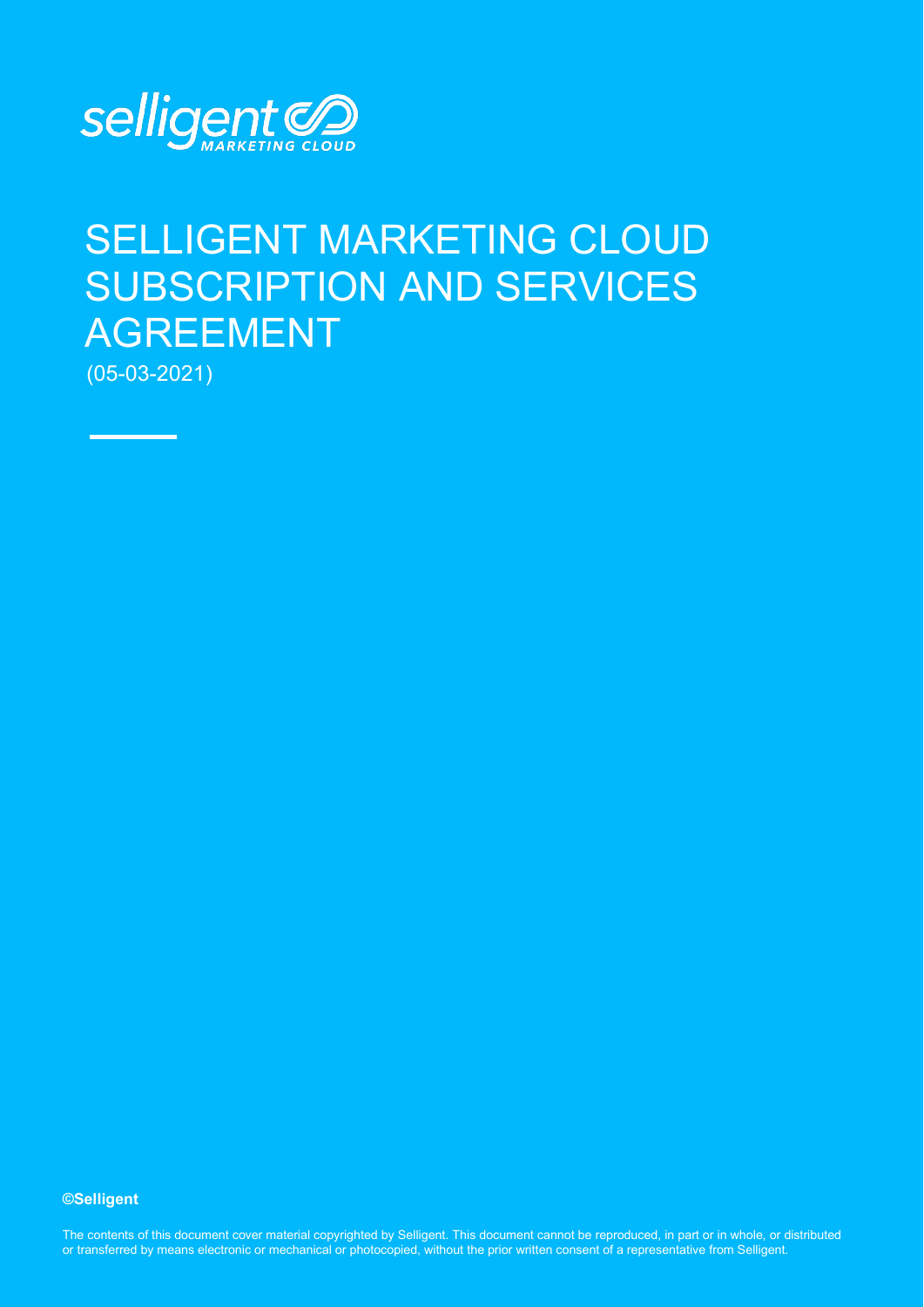selligent MARKETING CLOUD

# SELLIGENT MARKETING CLOUD SUBSCRIPTION AND SERVICES AGREEMENT

(05-03-2021)

**©Selligent**

The contents of this document cover material copyrighted by Selligent. This document cannot be reproduced, in part or in whole, or distributed or transferred by means electronic or mechanical or photocopied, without the prior written consent of a representative from Selligent.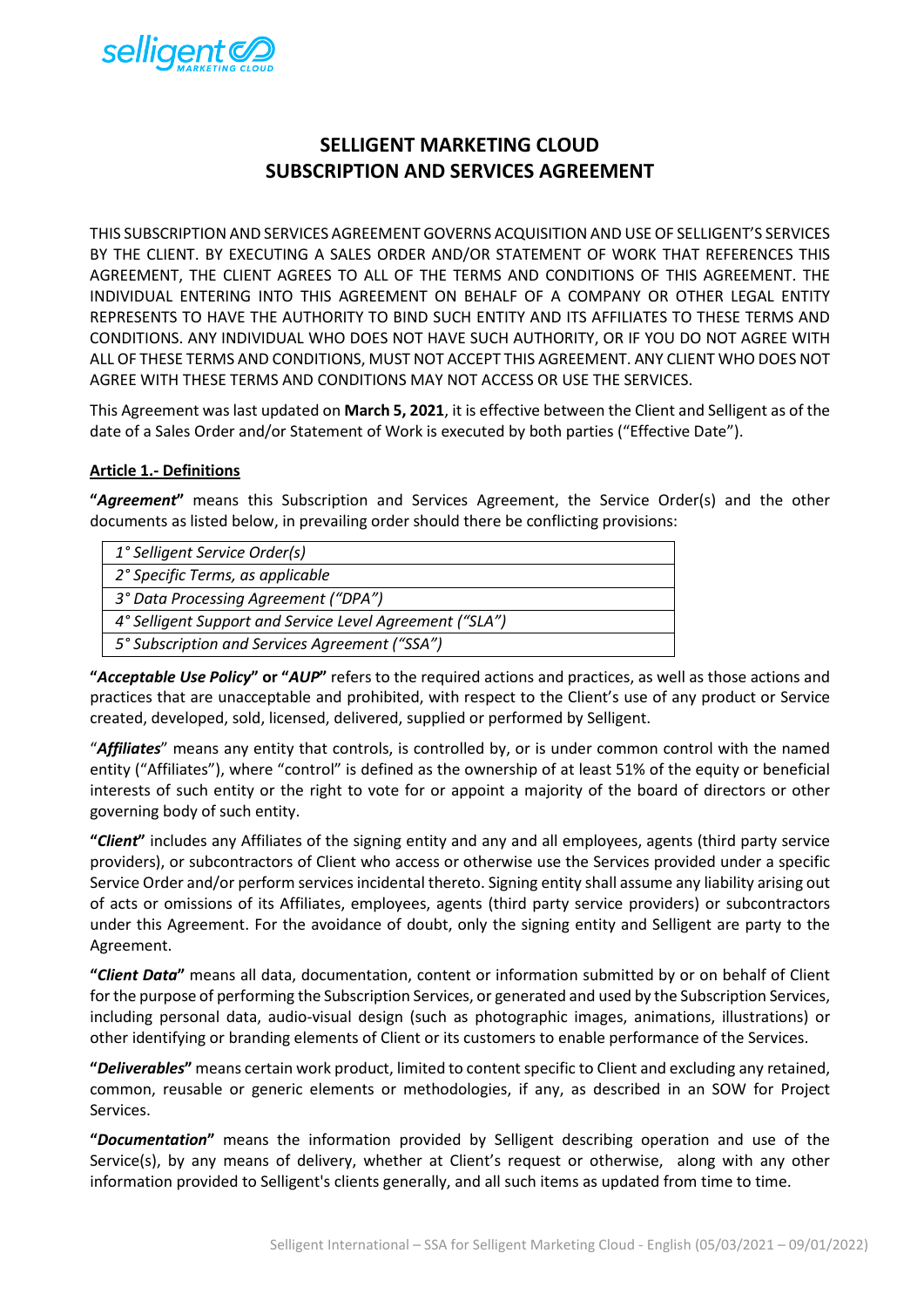# SELLIGENT MARKETING CLOUD
# SUBSCRIPTION AND SERVICES AGREEMENT

THIS SUBSCRIPTION AND SERVICES AGREEMENT GOVERNS ACQUISITION AND USE OF SELLIGENT'S SERVICES BY THE CLIENT. BY EXECUTING A SALES ORDER AND/OR STATEMENT OF WORK THAT REFERENCES THIS AGREEMENT, THE CLIENT AGREES TO ALL OF THE TERMS AND CONDITIONS OF THIS AGREEMENT. THE INDIVIDUAL ENTERING INTO THIS AGREEMENT ON BEHALF OF A COMPANY OR OTHER LEGAL ENTITY REPRESENTS TO HAVE THE AUTHORITY TO BIND SUCH ENTITY AND ITS AFFILIATES TO THESE TERMS AND CONDITIONS. ANY INDIVIDUAL WHO DOES NOT HAVE SUCH AUTHORITY, OR IF YOU DO NOT AGREE WITH ALL OF THESE TERMS AND CONDITIONS, MUST NOT ACCEPT THIS AGREEMENT. ANY CLIENT WHO DOES NOT AGREE WITH THESE TERMS AND CONDITIONS MAY NOT ACCESS OR USE THE SERVICES.

This Agreement was last updated on **March 5, 2021**, it is effective between the Client and Selligent as of the date of a Sales Order and/or Statement of Work is executed by both parties ("Effective Date").

## Article 1.- Definitions

**"*Agreement*"** means this Subscription and Services Agreement, the Service Order(s) and the other documents as listed below, in prevailing order should there be conflicting provisions:

| |
|---|
| *1° Selligent Service Order(s)* |
| *2° Specific Terms, as applicable* |
| *3° Data Processing Agreement ("DPA")* |
| *4° Selligent Support and Service Level Agreement ("SLA")* |
| *5° Subscription and Services Agreement ("SSA")* |

**"*Acceptable Use Policy*" or "*AUP*"** refers to the required actions and practices, as well as those actions and practices that are unacceptable and prohibited, with respect to the Client's use of any product or Service created, developed, sold, licensed, delivered, supplied or performed by Selligent.

"***Affiliates***" means any entity that controls, is controlled by, or is under common control with the named entity ("Affiliates"), where "control" is defined as the ownership of at least 51% of the equity or beneficial interests of such entity or the right to vote for or appoint a majority of the board of directors or other governing body of such entity.

**"*Client*"** includes any Affiliates of the signing entity and any and all employees, agents (third party service providers), or subcontractors of Client who access or otherwise use the Services provided under a specific Service Order and/or perform services incidental thereto. Signing entity shall assume any liability arising out of acts or omissions of its Affiliates, employees, agents (third party service providers) or subcontractors under this Agreement. For the avoidance of doubt, only the signing entity and Selligent are party to the Agreement.

**"*Client Data*"** means all data, documentation, content or information submitted by or on behalf of Client for the purpose of performing the Subscription Services, or generated and used by the Subscription Services, including personal data, audio-visual design (such as photographic images, animations, illustrations) or other identifying or branding elements of Client or its customers to enable performance of the Services.

**"*Deliverables*"** means certain work product, limited to content specific to Client and excluding any retained, common, reusable or generic elements or methodologies, if any, as described in an SOW for Project Services.

**"*Documentation*"** means the information provided by Selligent describing operation and use of the Service(s), by any means of delivery, whether at Client's request or otherwise, along with any other information provided to Selligent's clients generally, and all such items as updated from time to time.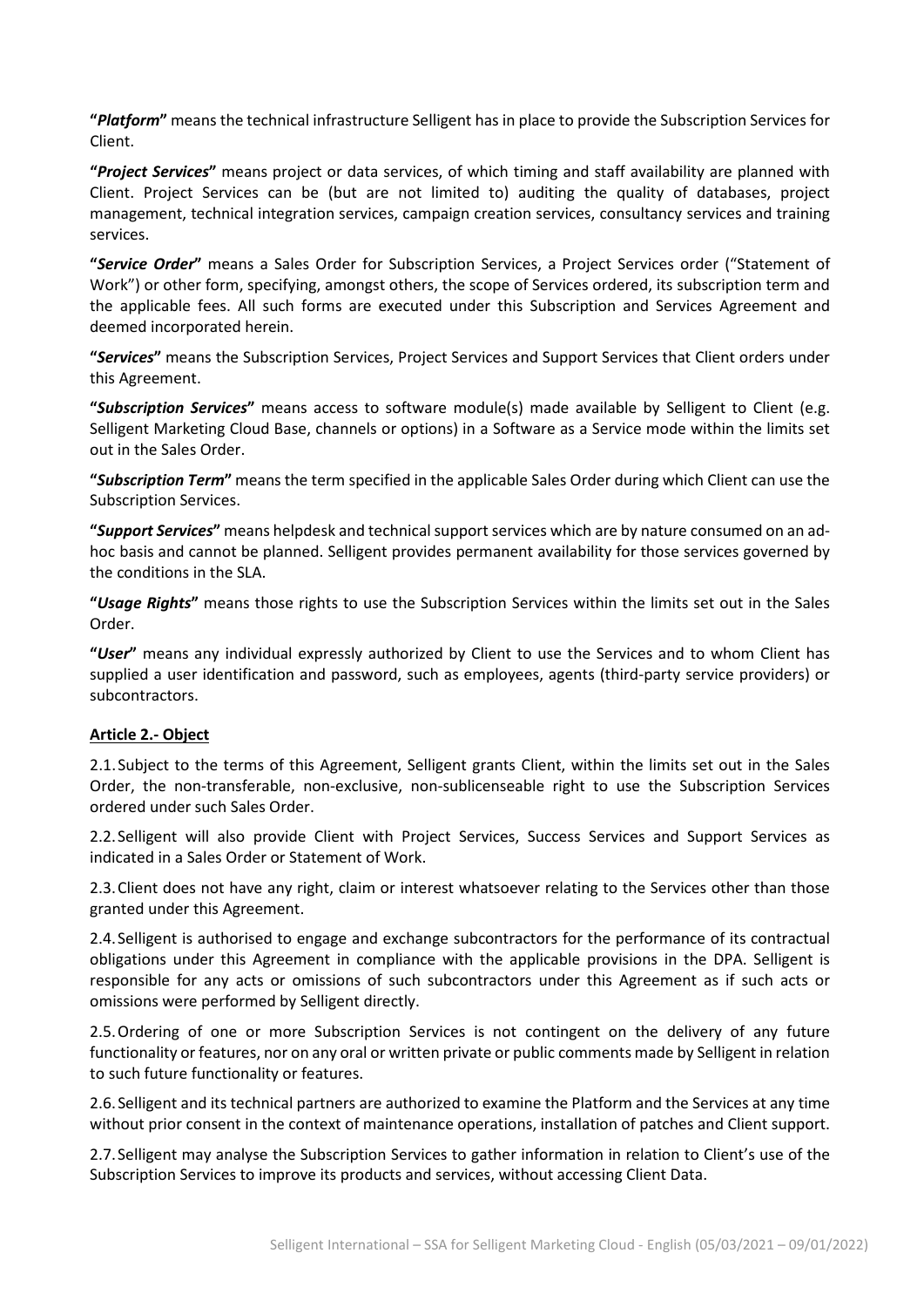**"*Platform*"** means the technical infrastructure Selligent has in place to provide the Subscription Services for Client.

**"*Project Services*"** means project or data services, of which timing and staff availability are planned with Client. Project Services can be (but are not limited to) auditing the quality of databases, project management, technical integration services, campaign creation services, consultancy services and training services.

**"*Service Order*"** means a Sales Order for Subscription Services, a Project Services order ("Statement of Work") or other form, specifying, amongst others, the scope of Services ordered, its subscription term and the applicable fees. All such forms are executed under this Subscription and Services Agreement and deemed incorporated herein.

**"*Services*"** means the Subscription Services, Project Services and Support Services that Client orders under this Agreement.

**"*Subscription Services*"** means access to software module(s) made available by Selligent to Client (e.g. Selligent Marketing Cloud Base, channels or options) in a Software as a Service mode within the limits set out in the Sales Order.

**"*Subscription Term*"** means the term specified in the applicable Sales Order during which Client can use the Subscription Services.

**"*Support Services*"** means helpdesk and technical support services which are by nature consumed on an ad-hoc basis and cannot be planned. Selligent provides permanent availability for those services governed by the conditions in the SLA.

**"*Usage Rights*"** means those rights to use the Subscription Services within the limits set out in the Sales Order.

**"*User*"** means any individual expressly authorized by Client to use the Services and to whom Client has supplied a user identification and password, such as employees, agents (third-party service providers) or subcontractors.

**Article 2.- Object**

2.1. Subject to the terms of this Agreement, Selligent grants Client, within the limits set out in the Sales Order, the non-transferable, non-exclusive, non-sublicenseable right to use the Subscription Services ordered under such Sales Order.

2.2. Selligent will also provide Client with Project Services, Success Services and Support Services as indicated in a Sales Order or Statement of Work.

2.3. Client does not have any right, claim or interest whatsoever relating to the Services other than those granted under this Agreement.

2.4. Selligent is authorised to engage and exchange subcontractors for the performance of its contractual obligations under this Agreement in compliance with the applicable provisions in the DPA. Selligent is responsible for any acts or omissions of such subcontractors under this Agreement as if such acts or omissions were performed by Selligent directly.

2.5. Ordering of one or more Subscription Services is not contingent on the delivery of any future functionality or features, nor on any oral or written private or public comments made by Selligent in relation to such future functionality or features.

2.6. Selligent and its technical partners are authorized to examine the Platform and the Services at any time without prior consent in the context of maintenance operations, installation of patches and Client support.

2.7. Selligent may analyse the Subscription Services to gather information in relation to Client's use of the Subscription Services to improve its products and services, without accessing Client Data.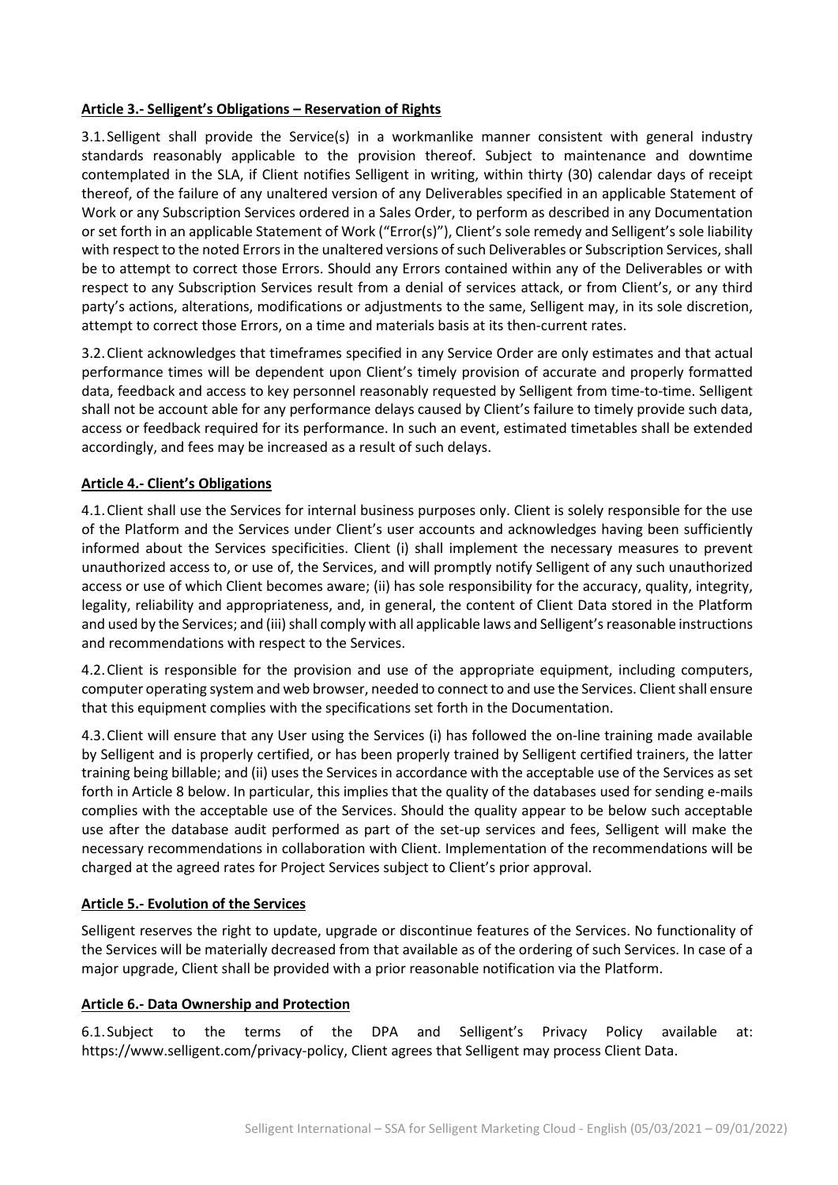**Article 3.- Selligent's Obligations – Reservation of Rights**

3.1. Selligent shall provide the Service(s) in a workmanlike manner consistent with general industry standards reasonably applicable to the provision thereof. Subject to maintenance and downtime contemplated in the SLA, if Client notifies Selligent in writing, within thirty (30) calendar days of receipt thereof, of the failure of any unaltered version of any Deliverables specified in an applicable Statement of Work or any Subscription Services ordered in a Sales Order, to perform as described in any Documentation or set forth in an applicable Statement of Work ("Error(s)"), Client's sole remedy and Selligent's sole liability with respect to the noted Errors in the unaltered versions of such Deliverables or Subscription Services, shall be to attempt to correct those Errors. Should any Errors contained within any of the Deliverables or with respect to any Subscription Services result from a denial of services attack, or from Client's, or any third party's actions, alterations, modifications or adjustments to the same, Selligent may, in its sole discretion, attempt to correct those Errors, on a time and materials basis at its then-current rates.

3.2. Client acknowledges that timeframes specified in any Service Order are only estimates and that actual performance times will be dependent upon Client's timely provision of accurate and properly formatted data, feedback and access to key personnel reasonably requested by Selligent from time-to-time. Selligent shall not be account able for any performance delays caused by Client's failure to timely provide such data, access or feedback required for its performance. In such an event, estimated timetables shall be extended accordingly, and fees may be increased as a result of such delays.

**Article 4.- Client's Obligations**

4.1. Client shall use the Services for internal business purposes only. Client is solely responsible for the use of the Platform and the Services under Client's user accounts and acknowledges having been sufficiently informed about the Services specificities. Client (i) shall implement the necessary measures to prevent unauthorized access to, or use of, the Services, and will promptly notify Selligent of any such unauthorized access or use of which Client becomes aware; (ii) has sole responsibility for the accuracy, quality, integrity, legality, reliability and appropriateness, and, in general, the content of Client Data stored in the Platform and used by the Services; and (iii) shall comply with all applicable laws and Selligent's reasonable instructions and recommendations with respect to the Services.

4.2. Client is responsible for the provision and use of the appropriate equipment, including computers, computer operating system and web browser, needed to connect to and use the Services. Client shall ensure that this equipment complies with the specifications set forth in the Documentation.

4.3. Client will ensure that any User using the Services (i) has followed the on-line training made available by Selligent and is properly certified, or has been properly trained by Selligent certified trainers, the latter training being billable; and (ii) uses the Services in accordance with the acceptable use of the Services as set forth in Article 8 below. In particular, this implies that the quality of the databases used for sending e-mails complies with the acceptable use of the Services. Should the quality appear to be below such acceptable use after the database audit performed as part of the set-up services and fees, Selligent will make the necessary recommendations in collaboration with Client. Implementation of the recommendations will be charged at the agreed rates for Project Services subject to Client's prior approval.

**Article 5.- Evolution of the Services**

Selligent reserves the right to update, upgrade or discontinue features of the Services. No functionality of the Services will be materially decreased from that available as of the ordering of such Services. In case of a major upgrade, Client shall be provided with a prior reasonable notification via the Platform.

**Article 6.- Data Ownership and Protection**

6.1. Subject to the terms of the DPA and Selligent's Privacy Policy available at: https://www.selligent.com/privacy-policy, Client agrees that Selligent may process Client Data.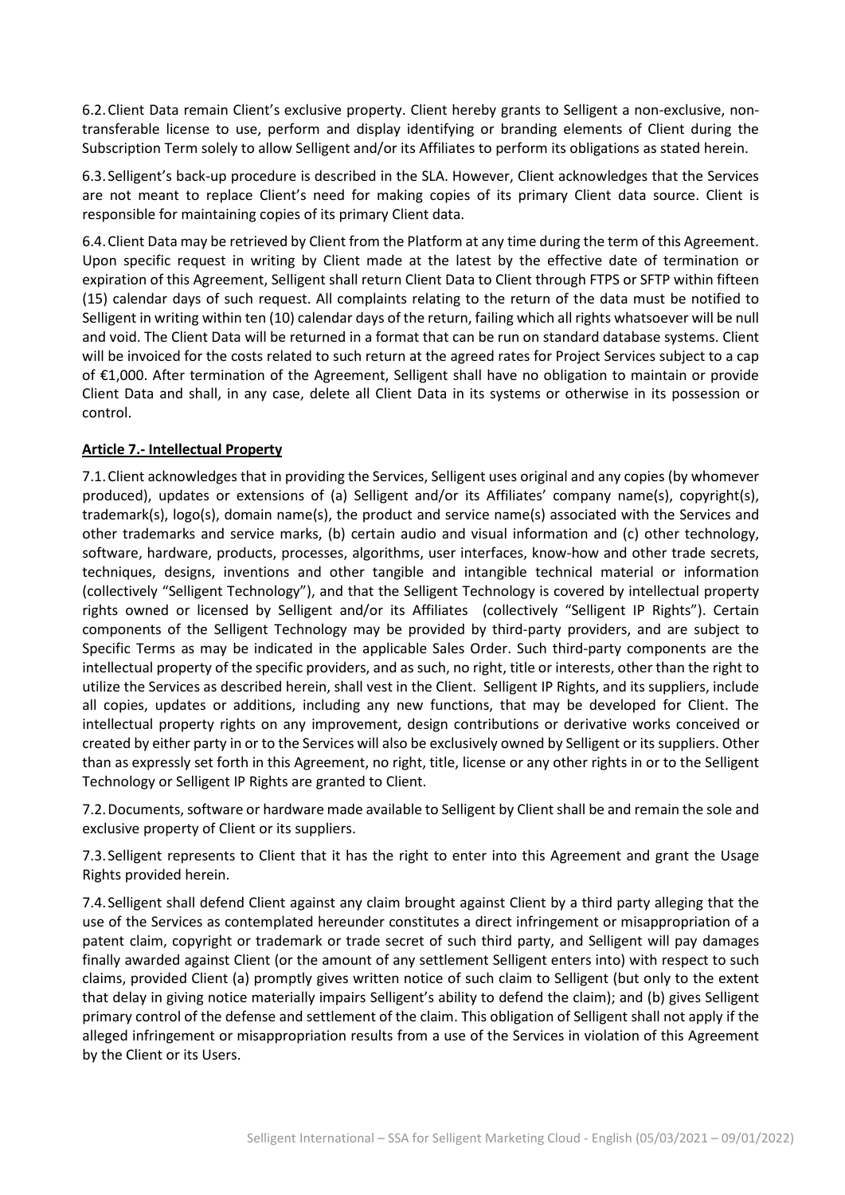6.2. Client Data remain Client's exclusive property. Client hereby grants to Selligent a non-exclusive, non-transferable license to use, perform and display identifying or branding elements of Client during the Subscription Term solely to allow Selligent and/or its Affiliates to perform its obligations as stated herein.

6.3. Selligent's back-up procedure is described in the SLA. However, Client acknowledges that the Services are not meant to replace Client's need for making copies of its primary Client data source. Client is responsible for maintaining copies of its primary Client data.

6.4. Client Data may be retrieved by Client from the Platform at any time during the term of this Agreement. Upon specific request in writing by Client made at the latest by the effective date of termination or expiration of this Agreement, Selligent shall return Client Data to Client through FTPS or SFTP within fifteen (15) calendar days of such request. All complaints relating to the return of the data must be notified to Selligent in writing within ten (10) calendar days of the return, failing which all rights whatsoever will be null and void. The Client Data will be returned in a format that can be run on standard database systems. Client will be invoiced for the costs related to such return at the agreed rates for Project Services subject to a cap of €1,000. After termination of the Agreement, Selligent shall have no obligation to maintain or provide Client Data and shall, in any case, delete all Client Data in its systems or otherwise in its possession or control.

**Article 7.- Intellectual Property**

7.1. Client acknowledges that in providing the Services, Selligent uses original and any copies (by whomever produced), updates or extensions of (a) Selligent and/or its Affiliates' company name(s), copyright(s), trademark(s), logo(s), domain name(s), the product and service name(s) associated with the Services and other trademarks and service marks, (b) certain audio and visual information and (c) other technology, software, hardware, products, processes, algorithms, user interfaces, know-how and other trade secrets, techniques, designs, inventions and other tangible and intangible technical material or information (collectively "Selligent Technology"), and that the Selligent Technology is covered by intellectual property rights owned or licensed by Selligent and/or its Affiliates (collectively "Selligent IP Rights"). Certain components of the Selligent Technology may be provided by third-party providers, and are subject to Specific Terms as may be indicated in the applicable Sales Order. Such third-party components are the intellectual property of the specific providers, and as such, no right, title or interests, other than the right to utilize the Services as described herein, shall vest in the Client. Selligent IP Rights, and its suppliers, include all copies, updates or additions, including any new functions, that may be developed for Client. The intellectual property rights on any improvement, design contributions or derivative works conceived or created by either party in or to the Services will also be exclusively owned by Selligent or its suppliers. Other than as expressly set forth in this Agreement, no right, title, license or any other rights in or to the Selligent Technology or Selligent IP Rights are granted to Client.

7.2. Documents, software or hardware made available to Selligent by Client shall be and remain the sole and exclusive property of Client or its suppliers.

7.3. Selligent represents to Client that it has the right to enter into this Agreement and grant the Usage Rights provided herein.

7.4. Selligent shall defend Client against any claim brought against Client by a third party alleging that the use of the Services as contemplated hereunder constitutes a direct infringement or misappropriation of a patent claim, copyright or trademark or trade secret of such third party, and Selligent will pay damages finally awarded against Client (or the amount of any settlement Selligent enters into) with respect to such claims, provided Client (a) promptly gives written notice of such claim to Selligent (but only to the extent that delay in giving notice materially impairs Selligent's ability to defend the claim); and (b) gives Selligent primary control of the defense and settlement of the claim. This obligation of Selligent shall not apply if the alleged infringement or misappropriation results from a use of the Services in violation of this Agreement by the Client or its Users.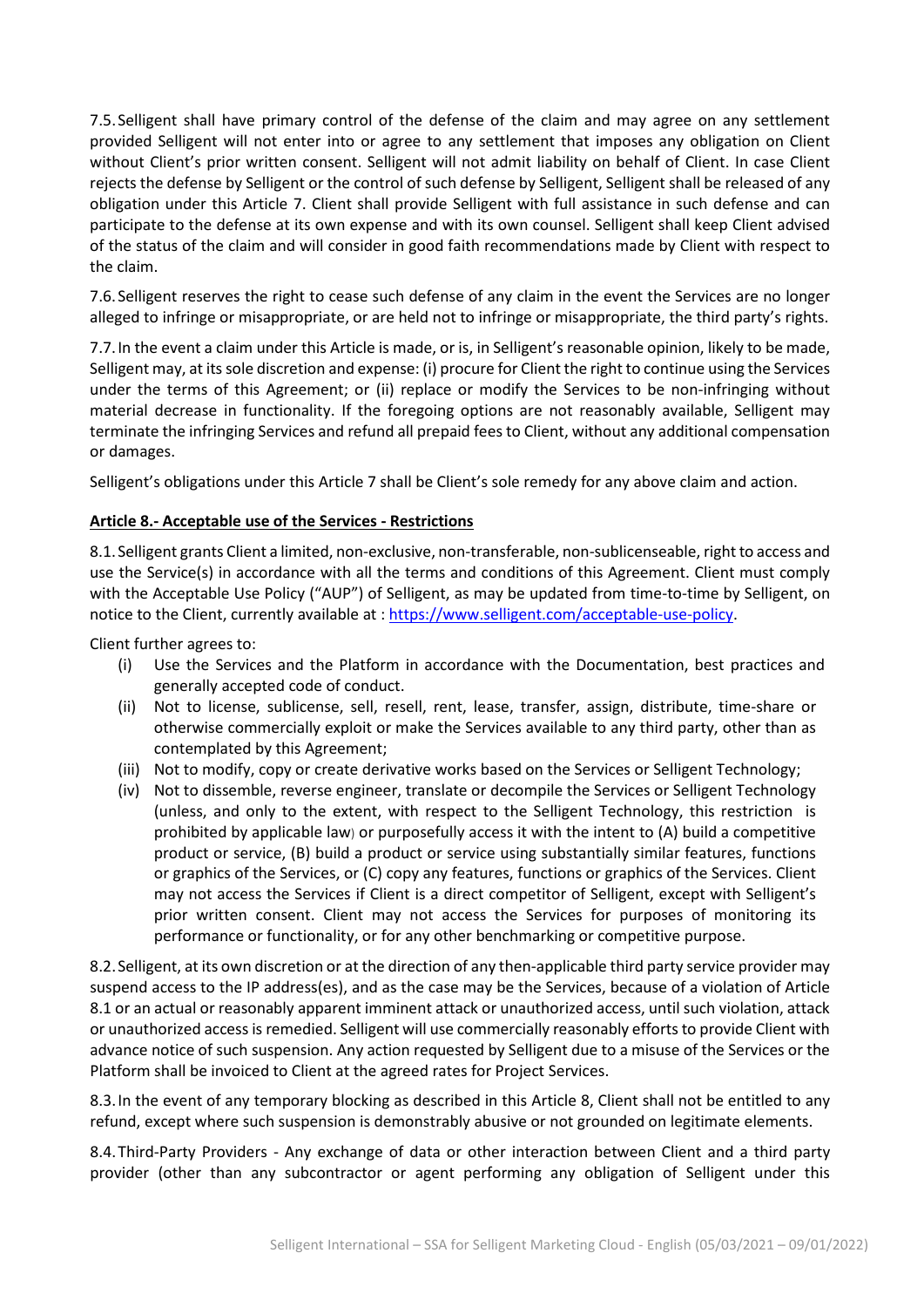7.5. Selligent shall have primary control of the defense of the claim and may agree on any settlement provided Selligent will not enter into or agree to any settlement that imposes any obligation on Client without Client's prior written consent. Selligent will not admit liability on behalf of Client. In case Client rejects the defense by Selligent or the control of such defense by Selligent, Selligent shall be released of any obligation under this Article 7. Client shall provide Selligent with full assistance in such defense and can participate to the defense at its own expense and with its own counsel. Selligent shall keep Client advised of the status of the claim and will consider in good faith recommendations made by Client with respect to the claim.

7.6. Selligent reserves the right to cease such defense of any claim in the event the Services are no longer alleged to infringe or misappropriate, or are held not to infringe or misappropriate, the third party's rights.

7.7. In the event a claim under this Article is made, or is, in Selligent's reasonable opinion, likely to be made, Selligent may, at its sole discretion and expense: (i) procure for Client the right to continue using the Services under the terms of this Agreement; or (ii) replace or modify the Services to be non-infringing without material decrease in functionality. If the foregoing options are not reasonably available, Selligent may terminate the infringing Services and refund all prepaid fees to Client, without any additional compensation or damages.

Selligent's obligations under this Article 7 shall be Client's sole remedy for any above claim and action.

**Article 8.- Acceptable use of the Services - Restrictions**

8.1. Selligent grants Client a limited, non-exclusive, non-transferable, non-sublicenseable, right to access and use the Service(s) in accordance with all the terms and conditions of this Agreement. Client must comply with the Acceptable Use Policy ("AUP") of Selligent, as may be updated from time-to-time by Selligent, on notice to the Client, currently available at : https://www.selligent.com/acceptable-use-policy.

Client further agrees to:

(i) Use the Services and the Platform in accordance with the Documentation, best practices and generally accepted code of conduct.

(ii) Not to license, sublicense, sell, resell, rent, lease, transfer, assign, distribute, time-share or otherwise commercially exploit or make the Services available to any third party, other than as contemplated by this Agreement;

(iii) Not to modify, copy or create derivative works based on the Services or Selligent Technology;

(iv) Not to dissemble, reverse engineer, translate or decompile the Services or Selligent Technology (unless, and only to the extent, with respect to the Selligent Technology, this restriction is prohibited by applicable law) or purposefully access it with the intent to (A) build a competitive product or service, (B) build a product or service using substantially similar features, functions or graphics of the Services, or (C) copy any features, functions or graphics of the Services. Client may not access the Services if Client is a direct competitor of Selligent, except with Selligent's prior written consent. Client may not access the Services for purposes of monitoring its performance or functionality, or for any other benchmarking or competitive purpose.

8.2. Selligent, at its own discretion or at the direction of any then-applicable third party service provider may suspend access to the IP address(es), and as the case may be the Services, because of a violation of Article 8.1 or an actual or reasonably apparent imminent attack or unauthorized access, until such violation, attack or unauthorized access is remedied. Selligent will use commercially reasonably efforts to provide Client with advance notice of such suspension. Any action requested by Selligent due to a misuse of the Services or the Platform shall be invoiced to Client at the agreed rates for Project Services.

8.3. In the event of any temporary blocking as described in this Article 8, Client shall not be entitled to any refund, except where such suspension is demonstrably abusive or not grounded on legitimate elements.

8.4. Third-Party Providers - Any exchange of data or other interaction between Client and a third party provider (other than any subcontractor or agent performing any obligation of Selligent under this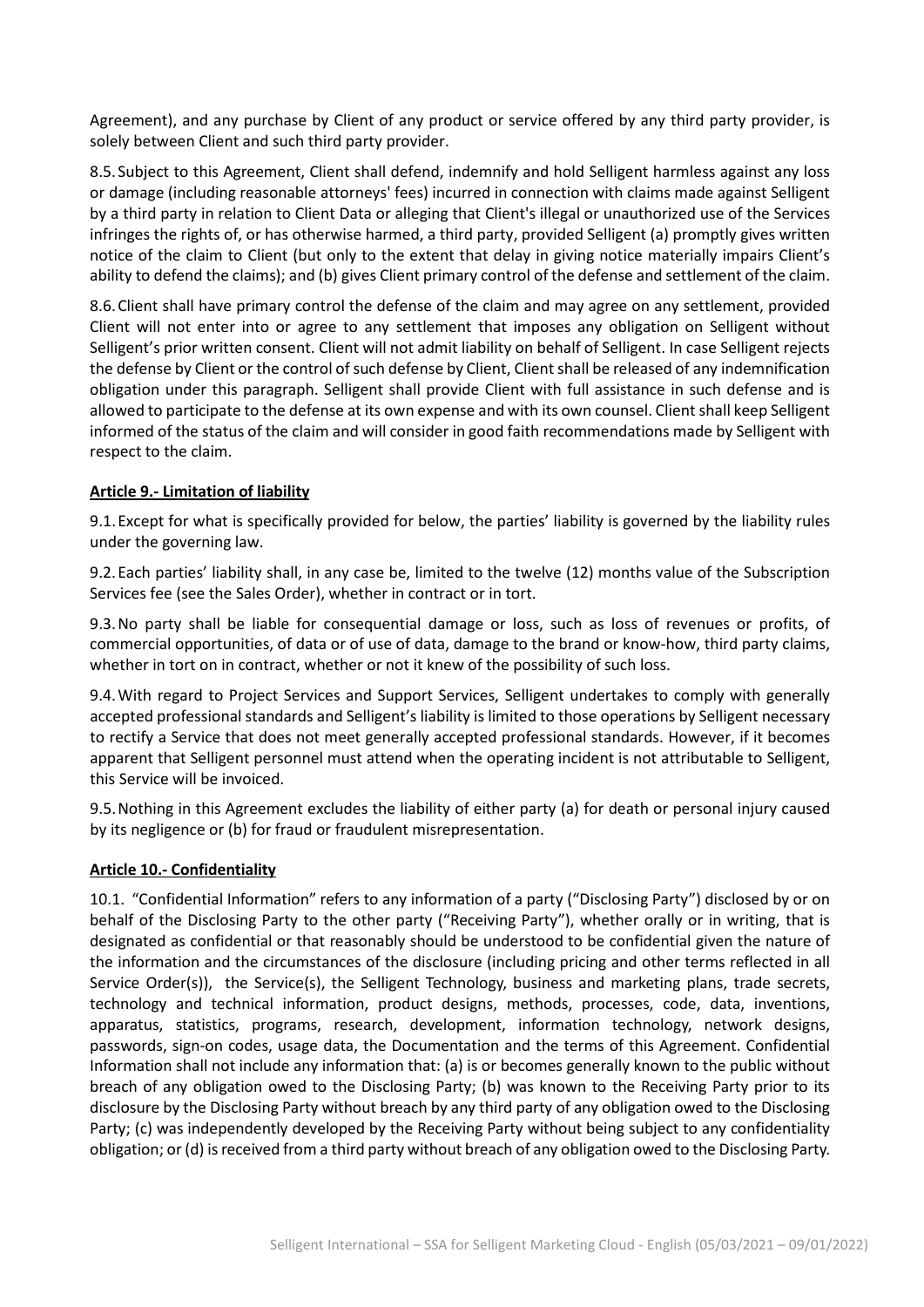Agreement), and any purchase by Client of any product or service offered by any third party provider, is solely between Client and such third party provider.

8.5. Subject to this Agreement, Client shall defend, indemnify and hold Selligent harmless against any loss or damage (including reasonable attorneys' fees) incurred in connection with claims made against Selligent by a third party in relation to Client Data or alleging that Client's illegal or unauthorized use of the Services infringes the rights of, or has otherwise harmed, a third party, provided Selligent (a) promptly gives written notice of the claim to Client (but only to the extent that delay in giving notice materially impairs Client's ability to defend the claims); and (b) gives Client primary control of the defense and settlement of the claim.

8.6. Client shall have primary control the defense of the claim and may agree on any settlement, provided Client will not enter into or agree to any settlement that imposes any obligation on Selligent without Selligent's prior written consent. Client will not admit liability on behalf of Selligent. In case Selligent rejects the defense by Client or the control of such defense by Client, Client shall be released of any indemnification obligation under this paragraph. Selligent shall provide Client with full assistance in such defense and is allowed to participate to the defense at its own expense and with its own counsel. Client shall keep Selligent informed of the status of the claim and will consider in good faith recommendations made by Selligent with respect to the claim.

**Article 9.- Limitation of liability**

9.1. Except for what is specifically provided for below, the parties' liability is governed by the liability rules under the governing law.

9.2. Each parties' liability shall, in any case be, limited to the twelve (12) months value of the Subscription Services fee (see the Sales Order), whether in contract or in tort.

9.3. No party shall be liable for consequential damage or loss, such as loss of revenues or profits, of commercial opportunities, of data or of use of data, damage to the brand or know-how, third party claims, whether in tort on in contract, whether or not it knew of the possibility of such loss.

9.4. With regard to Project Services and Support Services, Selligent undertakes to comply with generally accepted professional standards and Selligent's liability is limited to those operations by Selligent necessary to rectify a Service that does not meet generally accepted professional standards. However, if it becomes apparent that Selligent personnel must attend when the operating incident is not attributable to Selligent, this Service will be invoiced.

9.5. Nothing in this Agreement excludes the liability of either party (a) for death or personal injury caused by its negligence or (b) for fraud or fraudulent misrepresentation.

**Article 10.- Confidentiality**

10.1. "Confidential Information" refers to any information of a party ("Disclosing Party") disclosed by or on behalf of the Disclosing Party to the other party ("Receiving Party"), whether orally or in writing, that is designated as confidential or that reasonably should be understood to be confidential given the nature of the information and the circumstances of the disclosure (including pricing and other terms reflected in all Service Order(s)), the Service(s), the Selligent Technology, business and marketing plans, trade secrets, technology and technical information, product designs, methods, processes, code, data, inventions, apparatus, statistics, programs, research, development, information technology, network designs, passwords, sign-on codes, usage data, the Documentation and the terms of this Agreement. Confidential Information shall not include any information that: (a) is or becomes generally known to the public without breach of any obligation owed to the Disclosing Party; (b) was known to the Receiving Party prior to its disclosure by the Disclosing Party without breach by any third party of any obligation owed to the Disclosing Party; (c) was independently developed by the Receiving Party without being subject to any confidentiality obligation; or (d) is received from a third party without breach of any obligation owed to the Disclosing Party.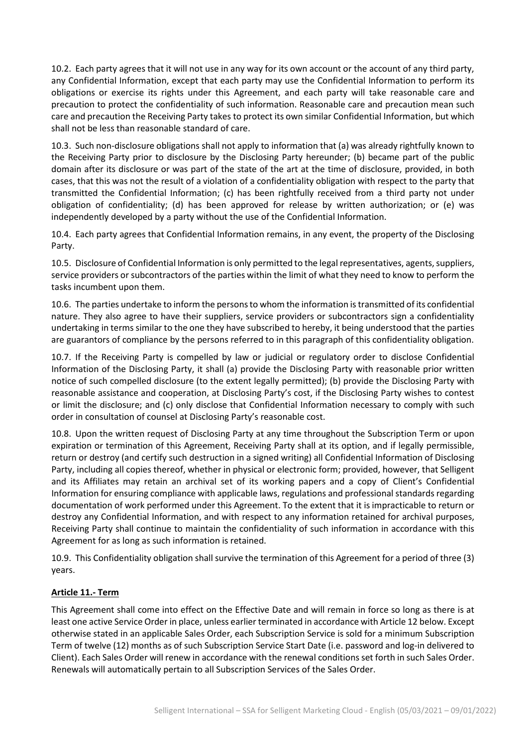10.2. Each party agrees that it will not use in any way for its own account or the account of any third party, any Confidential Information, except that each party may use the Confidential Information to perform its obligations or exercise its rights under this Agreement, and each party will take reasonable care and precaution to protect the confidentiality of such information. Reasonable care and precaution mean such care and precaution the Receiving Party takes to protect its own similar Confidential Information, but which shall not be less than reasonable standard of care.

10.3. Such non-disclosure obligations shall not apply to information that (a) was already rightfully known to the Receiving Party prior to disclosure by the Disclosing Party hereunder; (b) became part of the public domain after its disclosure or was part of the state of the art at the time of disclosure, provided, in both cases, that this was not the result of a violation of a confidentiality obligation with respect to the party that transmitted the Confidential Information; (c) has been rightfully received from a third party not under obligation of confidentiality; (d) has been approved for release by written authorization; or (e) was independently developed by a party without the use of the Confidential Information.

10.4. Each party agrees that Confidential Information remains, in any event, the property of the Disclosing Party.

10.5. Disclosure of Confidential Information is only permitted to the legal representatives, agents, suppliers, service providers or subcontractors of the parties within the limit of what they need to know to perform the tasks incumbent upon them.

10.6. The parties undertake to inform the persons to whom the information is transmitted of its confidential nature. They also agree to have their suppliers, service providers or subcontractors sign a confidentiality undertaking in terms similar to the one they have subscribed to hereby, it being understood that the parties are guarantors of compliance by the persons referred to in this paragraph of this confidentiality obligation.

10.7. If the Receiving Party is compelled by law or judicial or regulatory order to disclose Confidential Information of the Disclosing Party, it shall (a) provide the Disclosing Party with reasonable prior written notice of such compelled disclosure (to the extent legally permitted); (b) provide the Disclosing Party with reasonable assistance and cooperation, at Disclosing Party's cost, if the Disclosing Party wishes to contest or limit the disclosure; and (c) only disclose that Confidential Information necessary to comply with such order in consultation of counsel at Disclosing Party's reasonable cost.

10.8. Upon the written request of Disclosing Party at any time throughout the Subscription Term or upon expiration or termination of this Agreement, Receiving Party shall at its option, and if legally permissible, return or destroy (and certify such destruction in a signed writing) all Confidential Information of Disclosing Party, including all copies thereof, whether in physical or electronic form; provided, however, that Selligent and its Affiliates may retain an archival set of its working papers and a copy of Client's Confidential Information for ensuring compliance with applicable laws, regulations and professional standards regarding documentation of work performed under this Agreement. To the extent that it is impracticable to return or destroy any Confidential Information, and with respect to any information retained for archival purposes, Receiving Party shall continue to maintain the confidentiality of such information in accordance with this Agreement for as long as such information is retained.

10.9. This Confidentiality obligation shall survive the termination of this Agreement for a period of three (3) years.

## Article 11.- Term

This Agreement shall come into effect on the Effective Date and will remain in force so long as there is at least one active Service Order in place, unless earlier terminated in accordance with Article 12 below. Except otherwise stated in an applicable Sales Order, each Subscription Service is sold for a minimum Subscription Term of twelve (12) months as of such Subscription Service Start Date (i.e. password and log-in delivered to Client). Each Sales Order will renew in accordance with the renewal conditions set forth in such Sales Order. Renewals will automatically pertain to all Subscription Services of the Sales Order.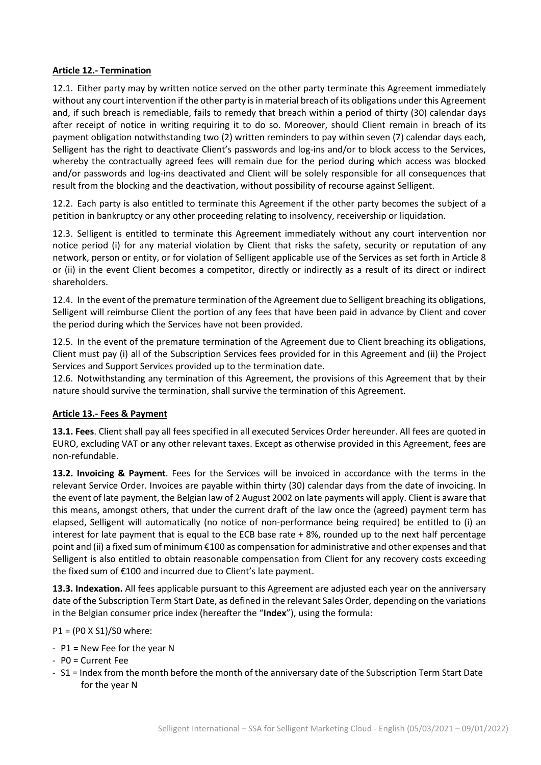**Article 12.- Termination**

12.1. Either party may by written notice served on the other party terminate this Agreement immediately without any court intervention if the other party is in material breach of its obligations under this Agreement and, if such breach is remediable, fails to remedy that breach within a period of thirty (30) calendar days after receipt of notice in writing requiring it to do so. Moreover, should Client remain in breach of its payment obligation notwithstanding two (2) written reminders to pay within seven (7) calendar days each, Selligent has the right to deactivate Client's passwords and log-ins and/or to block access to the Services, whereby the contractually agreed fees will remain due for the period during which access was blocked and/or passwords and log-ins deactivated and Client will be solely responsible for all consequences that result from the blocking and the deactivation, without possibility of recourse against Selligent.

12.2. Each party is also entitled to terminate this Agreement if the other party becomes the subject of a petition in bankruptcy or any other proceeding relating to insolvency, receivership or liquidation.

12.3. Selligent is entitled to terminate this Agreement immediately without any court intervention nor notice period (i) for any material violation by Client that risks the safety, security or reputation of any network, person or entity, or for violation of Selligent applicable use of the Services as set forth in Article 8 or (ii) in the event Client becomes a competitor, directly or indirectly as a result of its direct or indirect shareholders.

12.4. In the event of the premature termination of the Agreement due to Selligent breaching its obligations, Selligent will reimburse Client the portion of any fees that have been paid in advance by Client and cover the period during which the Services have not been provided.

12.5. In the event of the premature termination of the Agreement due to Client breaching its obligations, Client must pay (i) all of the Subscription Services fees provided for in this Agreement and (ii) the Project Services and Support Services provided up to the termination date.

12.6. Notwithstanding any termination of this Agreement, the provisions of this Agreement that by their nature should survive the termination, shall survive the termination of this Agreement.

**Article 13.- Fees & Payment**

**13.1. Fees**. Client shall pay all fees specified in all executed Services Order hereunder. All fees are quoted in EURO, excluding VAT or any other relevant taxes. Except as otherwise provided in this Agreement, fees are non-refundable.

**13.2. Invoicing & Payment**. Fees for the Services will be invoiced in accordance with the terms in the relevant Service Order. Invoices are payable within thirty (30) calendar days from the date of invoicing. In the event of late payment, the Belgian law of 2 August 2002 on late payments will apply. Client is aware that this means, amongst others, that under the current draft of the law once the (agreed) payment term has elapsed, Selligent will automatically (no notice of non-performance being required) be entitled to (i) an interest for late payment that is equal to the ECB base rate + 8%, rounded up to the next half percentage point and (ii) a fixed sum of minimum €100 as compensation for administrative and other expenses and that Selligent is also entitled to obtain reasonable compensation from Client for any recovery costs exceeding the fixed sum of €100 and incurred due to Client's late payment.

**13.3. Indexation.** All fees applicable pursuant to this Agreement are adjusted each year on the anniversary date of the Subscription Term Start Date, as defined in the relevant Sales Order, depending on the variations in the Belgian consumer price index (hereafter the "**Index**"), using the formula:

$P1 = (P0 \times S1)/S0$ where:

- P1 = New Fee for the year N
- P0 = Current Fee
- S1 = Index from the month before the month of the anniversary date of the Subscription Term Start Date for the year N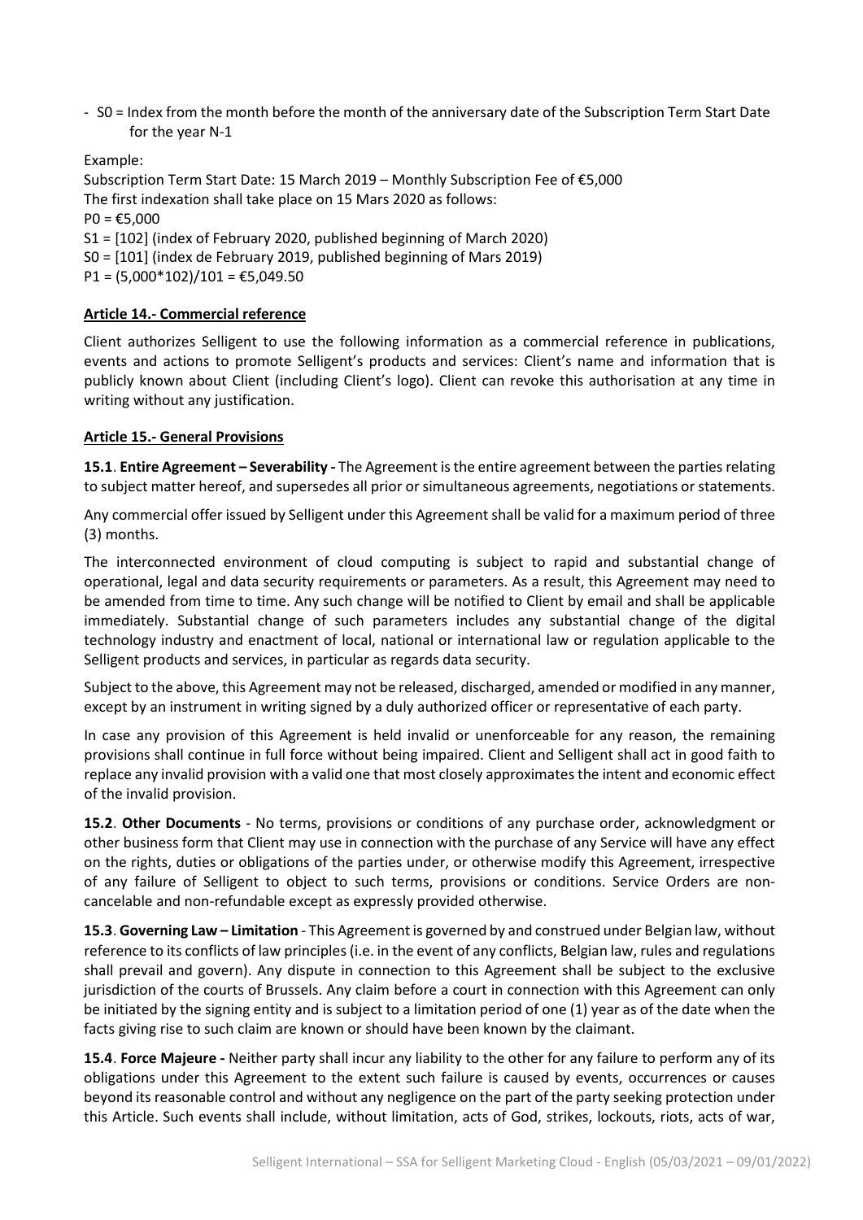- S0 = Index from the month before the month of the anniversary date of the Subscription Term Start Date for the year N-1

Example:

Subscription Term Start Date: 15 March 2019 – Monthly Subscription Fee of €5,000
The first indexation shall take place on 15 Mars 2020 as follows:
P0 = €5,000
S1 = [102] (index of February 2020, published beginning of March 2020)
S0 = [101] (index de February 2019, published beginning of Mars 2019)
P1 = (5,000*102)/101 = €5,049.50

## Article 14.- Commercial reference

Client authorizes Selligent to use the following information as a commercial reference in publications, events and actions to promote Selligent's products and services: Client's name and information that is publicly known about Client (including Client's logo). Client can revoke this authorisation at any time in writing without any justification.

## Article 15.- General Provisions

**15.1**. **Entire Agreement – Severability -** The Agreement is the entire agreement between the parties relating to subject matter hereof, and supersedes all prior or simultaneous agreements, negotiations or statements.

Any commercial offer issued by Selligent under this Agreement shall be valid for a maximum period of three (3) months.

The interconnected environment of cloud computing is subject to rapid and substantial change of operational, legal and data security requirements or parameters. As a result, this Agreement may need to be amended from time to time. Any such change will be notified to Client by email and shall be applicable immediately. Substantial change of such parameters includes any substantial change of the digital technology industry and enactment of local, national or international law or regulation applicable to the Selligent products and services, in particular as regards data security.

Subject to the above, this Agreement may not be released, discharged, amended or modified in any manner, except by an instrument in writing signed by a duly authorized officer or representative of each party.

In case any provision of this Agreement is held invalid or unenforceable for any reason, the remaining provisions shall continue in full force without being impaired. Client and Selligent shall act in good faith to replace any invalid provision with a valid one that most closely approximates the intent and economic effect of the invalid provision.

**15.2**. **Other Documents** - No terms, provisions or conditions of any purchase order, acknowledgment or other business form that Client may use in connection with the purchase of any Service will have any effect on the rights, duties or obligations of the parties under, or otherwise modify this Agreement, irrespective of any failure of Selligent to object to such terms, provisions or conditions. Service Orders are non-cancelable and non-refundable except as expressly provided otherwise.

**15.3**. **Governing Law – Limitation** - This Agreement is governed by and construed under Belgian law, without reference to its conflicts of law principles (i.e. in the event of any conflicts, Belgian law, rules and regulations shall prevail and govern). Any dispute in connection to this Agreement shall be subject to the exclusive jurisdiction of the courts of Brussels. Any claim before a court in connection with this Agreement can only be initiated by the signing entity and is subject to a limitation period of one (1) year as of the date when the facts giving rise to such claim are known or should have been known by the claimant.

**15.4**. **Force Majeure -** Neither party shall incur any liability to the other for any failure to perform any of its obligations under this Agreement to the extent such failure is caused by events, occurrences or causes beyond its reasonable control and without any negligence on the part of the party seeking protection under this Article. Such events shall include, without limitation, acts of God, strikes, lockouts, riots, acts of war,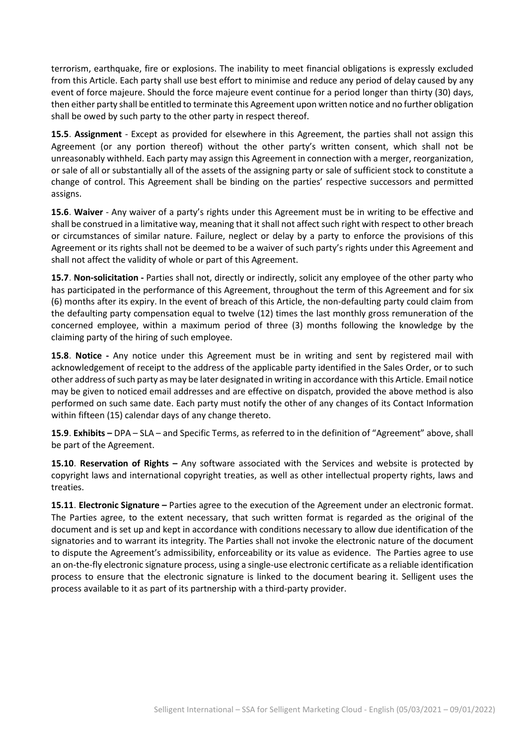terrorism, earthquake, fire or explosions. The inability to meet financial obligations is expressly excluded from this Article. Each party shall use best effort to minimise and reduce any period of delay caused by any event of force majeure. Should the force majeure event continue for a period longer than thirty (30) days, then either party shall be entitled to terminate this Agreement upon written notice and no further obligation shall be owed by such party to the other party in respect thereof.

**15.5**. **Assignment** - Except as provided for elsewhere in this Agreement, the parties shall not assign this Agreement (or any portion thereof) without the other party's written consent, which shall not be unreasonably withheld. Each party may assign this Agreement in connection with a merger, reorganization, or sale of all or substantially all of the assets of the assigning party or sale of sufficient stock to constitute a change of control. This Agreement shall be binding on the parties' respective successors and permitted assigns.

**15.6**. **Waiver** - Any waiver of a party's rights under this Agreement must be in writing to be effective and shall be construed in a limitative way, meaning that it shall not affect such right with respect to other breach or circumstances of similar nature. Failure, neglect or delay by a party to enforce the provisions of this Agreement or its rights shall not be deemed to be a waiver of such party's rights under this Agreement and shall not affect the validity of whole or part of this Agreement.

**15.7**. **Non-solicitation -** Parties shall not, directly or indirectly, solicit any employee of the other party who has participated in the performance of this Agreement, throughout the term of this Agreement and for six (6) months after its expiry. In the event of breach of this Article, the non-defaulting party could claim from the defaulting party compensation equal to twelve (12) times the last monthly gross remuneration of the concerned employee, within a maximum period of three (3) months following the knowledge by the claiming party of the hiring of such employee.

**15.8**. **Notice -** Any notice under this Agreement must be in writing and sent by registered mail with acknowledgement of receipt to the address of the applicable party identified in the Sales Order, or to such other address of such party as may be later designated in writing in accordance with this Article. Email notice may be given to noticed email addresses and are effective on dispatch, provided the above method is also performed on such same date. Each party must notify the other of any changes of its Contact Information within fifteen (15) calendar days of any change thereto.

**15.9**. **Exhibits –** DPA – SLA – and Specific Terms, as referred to in the definition of "Agreement" above, shall be part of the Agreement.

**15.10**. **Reservation of Rights –** Any software associated with the Services and website is protected by copyright laws and international copyright treaties, as well as other intellectual property rights, laws and treaties.

**15.11**. **Electronic Signature –** Parties agree to the execution of the Agreement under an electronic format. The Parties agree, to the extent necessary, that such written format is regarded as the original of the document and is set up and kept in accordance with conditions necessary to allow due identification of the signatories and to warrant its integrity. The Parties shall not invoke the electronic nature of the document to dispute the Agreement's admissibility, enforceability or its value as evidence. The Parties agree to use an on-the-fly electronic signature process, using a single-use electronic certificate as a reliable identification process to ensure that the electronic signature is linked to the document bearing it. Selligent uses the process available to it as part of its partnership with a third-party provider.